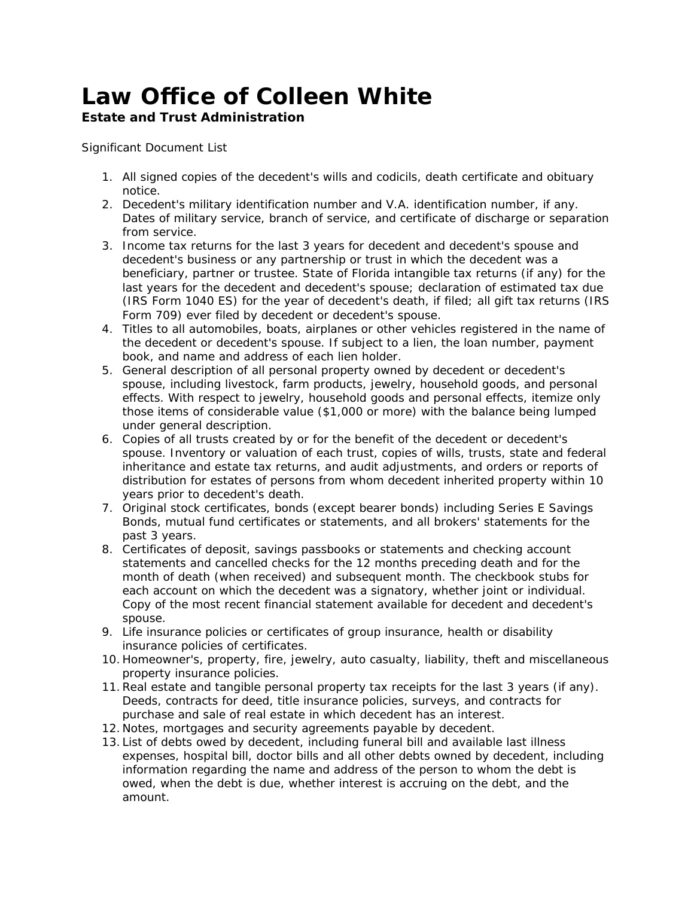# Law Office of Colleen White

**Estate and Trust Administration**

Significant Document List

1. All signed copies of the decedent's wills and codicils, death certificate and obituary notice.
2. Decedent's military identification number and V.A. identification number, if any. Dates of military service, branch of service, and certificate of discharge or separation from service.
3. Income tax returns for the last 3 years for decedent and decedent's spouse and decedent's business or any partnership or trust in which the decedent was a beneficiary, partner or trustee. State of Florida intangible tax returns (if any) for the last years for the decedent and decedent's spouse; declaration of estimated tax due (IRS Form 1040 ES) for the year of decedent's death, if filed; all gift tax returns (IRS Form 709) ever filed by decedent or decedent's spouse.
4. Titles to all automobiles, boats, airplanes or other vehicles registered in the name of the decedent or decedent's spouse. If subject to a lien, the loan number, payment book, and name and address of each lien holder.
5. General description of all personal property owned by decedent or decedent's spouse, including livestock, farm products, jewelry, household goods, and personal effects. With respect to jewelry, household goods and personal effects, itemize only those items of considerable value ($1,000 or more) with the balance being lumped under general description.
6. Copies of all trusts created by or for the benefit of the decedent or decedent's spouse. Inventory or valuation of each trust, copies of wills, trusts, state and federal inheritance and estate tax returns, and audit adjustments, and orders or reports of distribution for estates of persons from whom decedent inherited property within 10 years prior to decedent's death.
7. Original stock certificates, bonds (except bearer bonds) including Series E Savings Bonds, mutual fund certificates or statements, and all brokers' statements for the past 3 years.
8. Certificates of deposit, savings passbooks or statements and checking account statements and cancelled checks for the 12 months preceding death and for the month of death (when received) and subsequent month. The checkbook stubs for each account on which the decedent was a signatory, whether joint or individual. Copy of the most recent financial statement available for decedent and decedent's spouse.
9. Life insurance policies or certificates of group insurance, health or disability insurance policies of certificates.
10. Homeowner's, property, fire, jewelry, auto casualty, liability, theft and miscellaneous property insurance policies.
11. Real estate and tangible personal property tax receipts for the last 3 years (if any). Deeds, contracts for deed, title insurance policies, surveys, and contracts for purchase and sale of real estate in which decedent has an interest.
12. Notes, mortgages and security agreements payable by decedent.
13. List of debts owed by decedent, including funeral bill and available last illness expenses, hospital bill, doctor bills and all other debts owned by decedent, including information regarding the name and address of the person to whom the debt is owed, when the debt is due, whether interest is accruing on the debt, and the amount.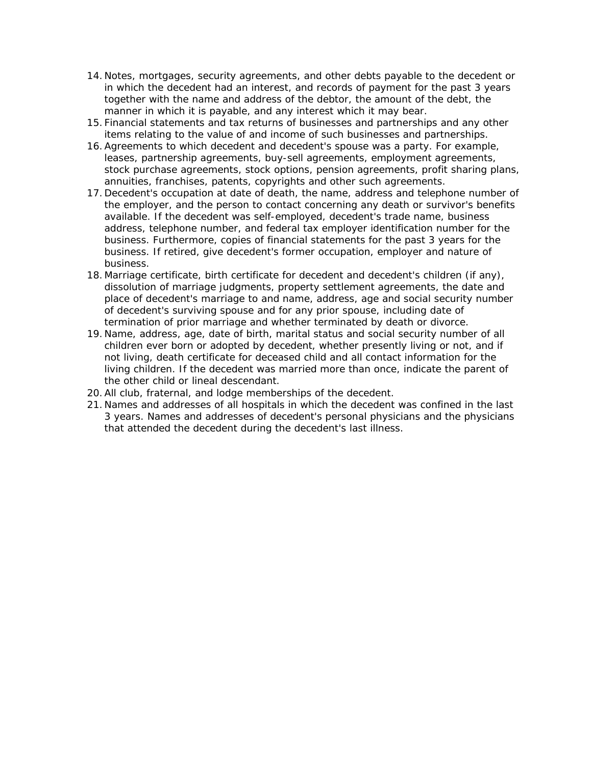14. Notes, mortgages, security agreements, and other debts payable to the decedent or in which the decedent had an interest, and records of payment for the past 3 years together with the name and address of the debtor, the amount of the debt, the manner in which it is payable, and any interest which it may bear.
15. Financial statements and tax returns of businesses and partnerships and any other items relating to the value of and income of such businesses and partnerships.
16. Agreements to which decedent and decedent's spouse was a party. For example, leases, partnership agreements, buy-sell agreements, employment agreements, stock purchase agreements, stock options, pension agreements, profit sharing plans, annuities, franchises, patents, copyrights and other such agreements.
17. Decedent's occupation at date of death, the name, address and telephone number of the employer, and the person to contact concerning any death or survivor's benefits available. If the decedent was self-employed, decedent's trade name, business address, telephone number, and federal tax employer identification number for the business. Furthermore, copies of financial statements for the past 3 years for the business. If retired, give decedent's former occupation, employer and nature of business.
18. Marriage certificate, birth certificate for decedent and decedent's children (if any), dissolution of marriage judgments, property settlement agreements, the date and place of decedent's marriage to and name, address, age and social security number of decedent's surviving spouse and for any prior spouse, including date of termination of prior marriage and whether terminated by death or divorce.
19. Name, address, age, date of birth, marital status and social security number of all children ever born or adopted by decedent, whether presently living or not, and if not living, death certificate for deceased child and all contact information for the living children. If the decedent was married more than once, indicate the parent of the other child or lineal descendant.
20. All club, fraternal, and lodge memberships of the decedent.
21. Names and addresses of all hospitals in which the decedent was confined in the last 3 years. Names and addresses of decedent's personal physicians and the physicians that attended the decedent during the decedent's last illness.